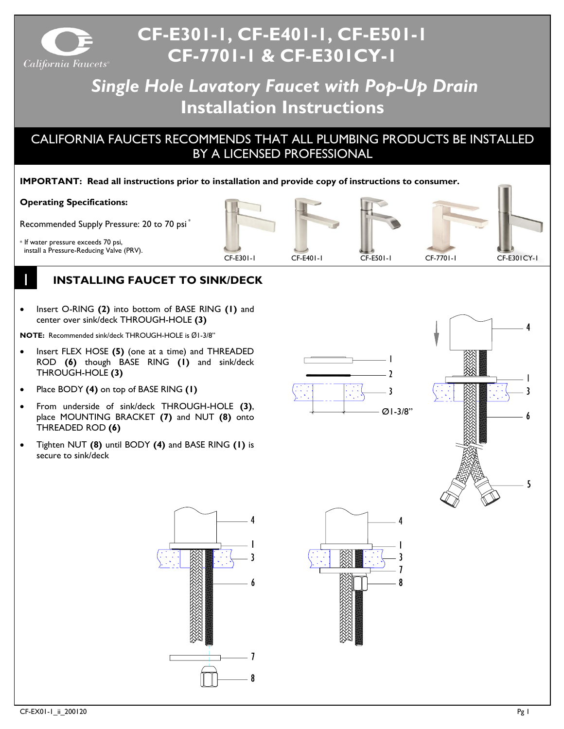# CF-E301-1, CF-E401-1, CF-E501-1 CF-7701-1 & CF-E301CY-1

## *Single Hole Lavatory Faucet with Pop-Up Drain*
## Installation Instructions

CALIFORNIA FAUCETS RECOMMENDS THAT ALL PLUMBING PRODUCTS BE INSTALLED BY A LICENSED PROFESSIONAL

**IMPORTANT: Read all instructions prior to installation and provide copy of instructions to consumer.**

**Operating Specifications:**

Recommended Supply Pressure: 20 to 70 psi *

\* If water pressure exceeds 70 psi, install a Pressure-Reducing Valve (PRV).

CF-E301-1 CF-E401-1 CF-E501-1 CF-7701-1 CF-E301CY-1

## 1 INSTALLING FAUCET TO SINK/DECK

- Insert O-RING **(2)** into bottom of BASE RING **(1)** and center over sink/deck THROUGH-HOLE **(3)**

**NOTE:** Recommended sink/deck THROUGH-HOLE is Ø1-3/8"

- Insert FLEX HOSE **(5)** (one at a time) and THREADED ROD **(6)** though BASE RING **(1)** and sink/deck THROUGH-HOLE **(3)**
- Place BODY **(4)** on top of BASE RING **(1)**
- From underside of sink/deck THROUGH-HOLE **(3)**, place MOUNTING BRACKET **(7)** and NUT **(8)** onto THREADED ROD **(6)**
- Tighten NUT **(8)** until BODY **(4)** and BASE RING **(1)** is secure to sink/deck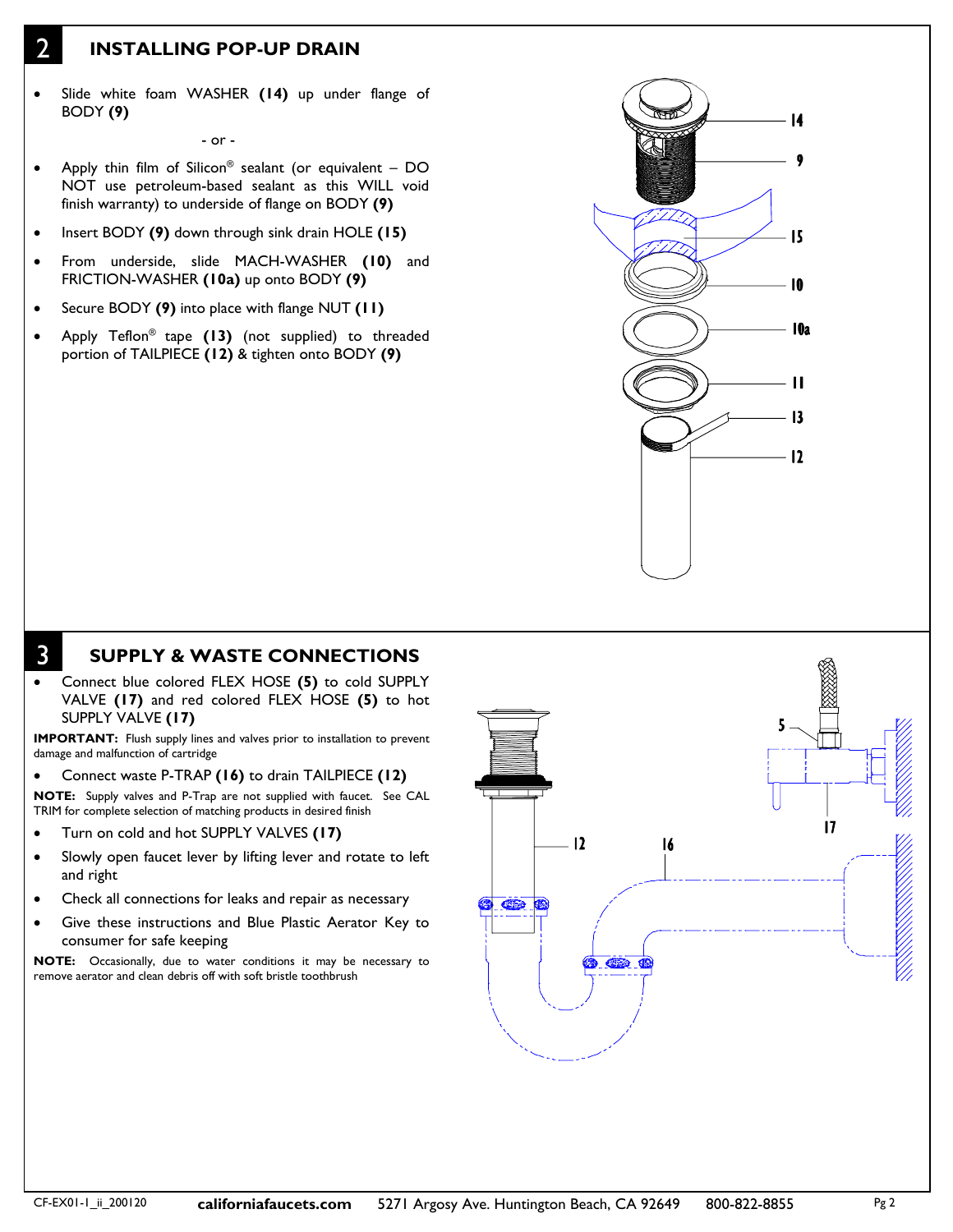## 2 INSTALLING POP-UP DRAIN

- Slide white foam WASHER **(14)** up under flange of BODY **(9)**

  - or -

- Apply thin film of Silicon® sealant (or equivalent – DO NOT use petroleum-based sealant as this WILL void finish warranty) to underside of flange on BODY **(9)**
- Insert BODY **(9)** down through sink drain HOLE **(15)**
- From underside, slide MACH-WASHER **(10)** and FRICTION-WASHER **(10a)** up onto BODY **(9)**
- Secure BODY **(9)** into place with flange NUT **(11)**
- Apply Teflon® tape **(13)** (not supplied) to threaded portion of TAILPIECE **(12)** & tighten onto BODY **(9)**

14
9
15
10
10a
11
13
12

## 3 SUPPLY & WASTE CONNECTIONS

- Connect blue colored FLEX HOSE **(5)** to cold SUPPLY VALVE **(17)** and red colored FLEX HOSE **(5)** to hot SUPPLY VALVE **(17)**

**IMPORTANT:** Flush supply lines and valves prior to installation to prevent damage and malfunction of cartridge

- Connect waste P-TRAP **(16)** to drain TAILPIECE **(12)**

**NOTE:** Supply valves and P-Trap are not supplied with faucet. See CAL TRIM for complete selection of matching products in desired finish

- Turn on cold and hot SUPPLY VALVES **(17)**
- Slowly open faucet lever by lifting lever and rotate to left and right
- Check all connections for leaks and repair as necessary
- Give these instructions and Blue Plastic Aerator Key to consumer for safe keeping

**NOTE:** Occasionally, due to water conditions it may be necessary to remove aerator and clean debris off with soft bristle toothbrush

5
17
12
16

CF-EX01-1_ii_200120 **californiafaucets.com** 5271 Argosy Ave. Huntington Beach, CA 92649 800-822-8855